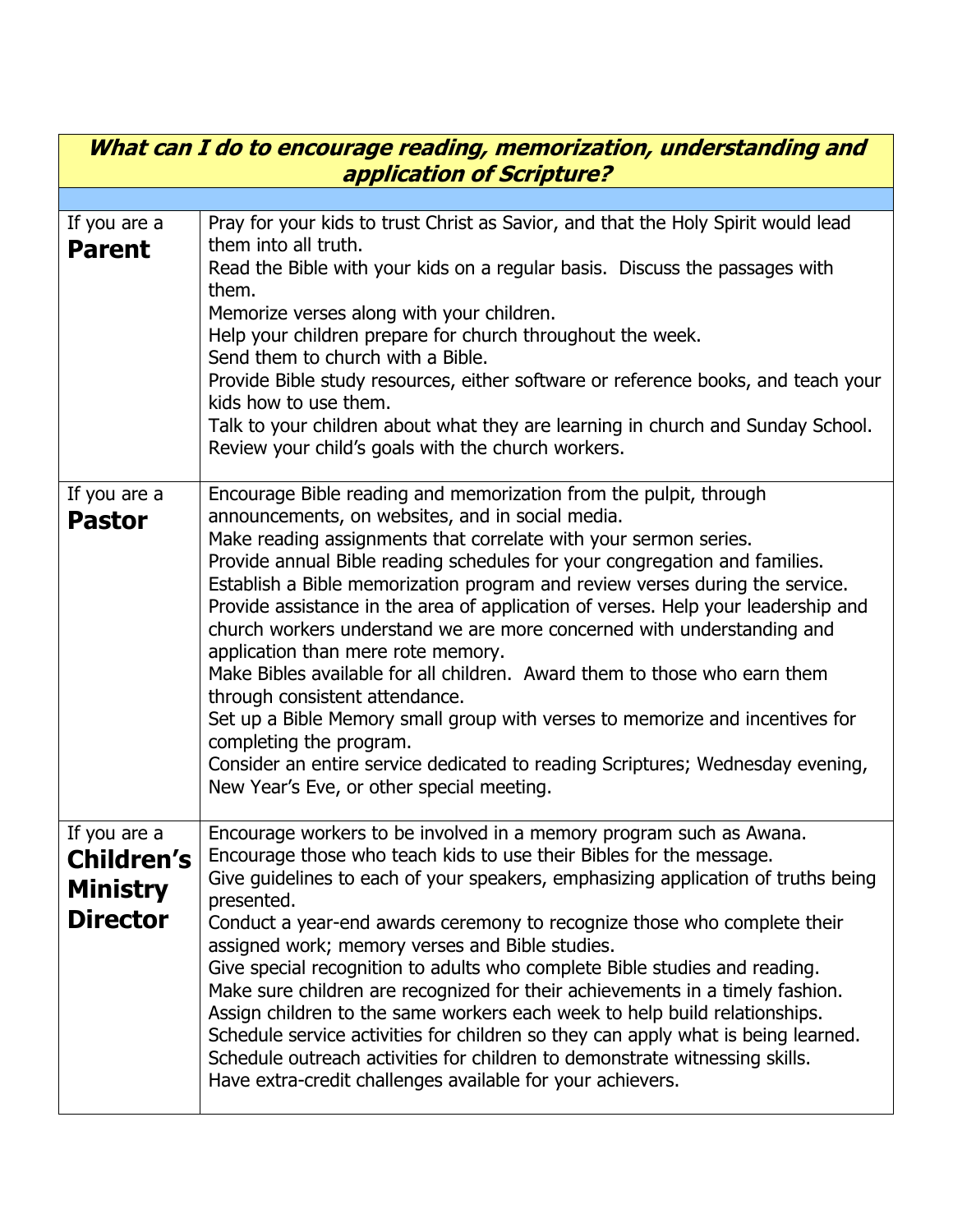| ***What can I do to encourage reading, memorization, understanding and application of Scripture?*** | |
|---|---|
| | |
| If you are a **Parent** | Pray for your kids to trust Christ as Savior, and that the Holy Spirit would lead them into all truth.<br>Read the Bible with your kids on a regular basis. Discuss the passages with them.<br>Memorize verses along with your children.<br>Help your children prepare for church throughout the week.<br>Send them to church with a Bible.<br>Provide Bible study resources, either software or reference books, and teach your kids how to use them.<br>Talk to your children about what they are learning in church and Sunday School.<br>Review your child's goals with the church workers. |
| If you are a **Pastor** | Encourage Bible reading and memorization from the pulpit, through announcements, on websites, and in social media.<br>Make reading assignments that correlate with your sermon series.<br>Provide annual Bible reading schedules for your congregation and families.<br>Establish a Bible memorization program and review verses during the service.<br>Provide assistance in the area of application of verses. Help your leadership and church workers understand we are more concerned with understanding and application than mere rote memory.<br>Make Bibles available for all children. Award them to those who earn them through consistent attendance.<br>Set up a Bible Memory small group with verses to memorize and incentives for completing the program.<br>Consider an entire service dedicated to reading Scriptures; Wednesday evening, New Year's Eve, or other special meeting. |
| If you are a **Children's Ministry Director** | Encourage workers to be involved in a memory program such as Awana.<br>Encourage those who teach kids to use their Bibles for the message.<br>Give guidelines to each of your speakers, emphasizing application of truths being presented.<br>Conduct a year-end awards ceremony to recognize those who complete their assigned work; memory verses and Bible studies.<br>Give special recognition to adults who complete Bible studies and reading.<br>Make sure children are recognized for their achievements in a timely fashion.<br>Assign children to the same workers each week to help build relationships.<br>Schedule service activities for children so they can apply what is being learned.<br>Schedule outreach activities for children to demonstrate witnessing skills.<br>Have extra-credit challenges available for your achievers. |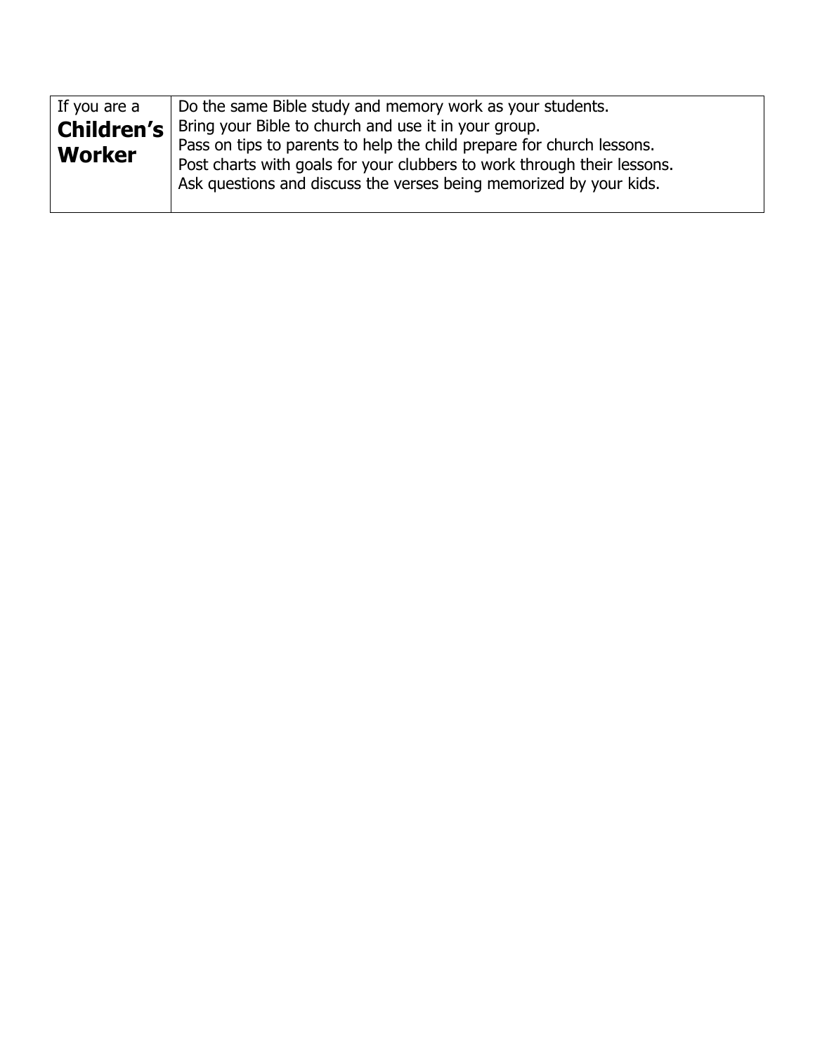| | |
|---|---|
| If you are a **Children's Worker** | Do the same Bible study and memory work as your students.<br>Bring your Bible to church and use it in your group.<br>Pass on tips to parents to help the child prepare for church lessons.<br>Post charts with goals for your clubbers to work through their lessons.<br>Ask questions and discuss the verses being memorized by your kids. |